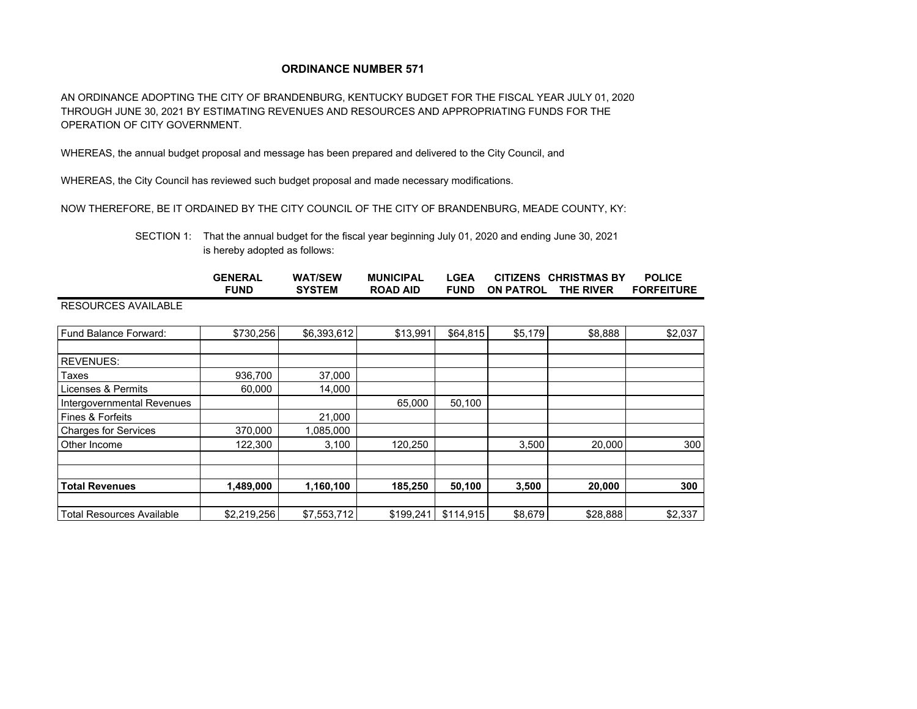**ORDINANCE NUMBER 571**

AN ORDINANCE ADOPTING THE CITY OF BRANDENBURG, KENTUCKY BUDGET FOR THE FISCAL YEAR JULY 01, 2020 THROUGH JUNE 30, 2021 BY ESTIMATING REVENUES AND RESOURCES AND APPROPRIATING FUNDS FOR THE OPERATION OF CITY GOVERNMENT.

WHEREAS, the annual budget proposal and message has been prepared and delivered to the City Council, and

WHEREAS, the City Council has reviewed such budget proposal and made necessary modifications.

NOW THEREFORE, BE IT ORDAINED BY THE CITY COUNCIL OF THE CITY OF BRANDENBURG, MEADE COUNTY, KY:

SECTION 1: That the annual budget for the fiscal year beginning July 01, 2020 and ending June 30, 2021 is hereby adopted as follows:

| | GENERAL FUND | WAT/SEW SYSTEM | MUNICIPAL ROAD AID | LGEA FUND | CITIZENS ON PATROL | CHRISTMAS BY THE RIVER | POLICE FORFEITURE |
|---|---|---|---|---|---|---|---|
| RESOURCES AVAILABLE | | | | | | | |
| Fund Balance Forward: | $730,256 | $6,393,612 | $13,991 | $64,815 | $5,179 | $8,888 | $2,037 |
| | | | | | | | |
| REVENUES: | | | | | | | |
| Taxes | 936,700 | 37,000 | | | | | |
| Licenses & Permits | 60,000 | 14,000 | | | | | |
| Intergovernmental Revenues | | | 65,000 | 50,100 | | | |
| Fines & Forfeits | | 21,000 | | | | | |
| Charges for Services | 370,000 | 1,085,000 | | | | | |
| Other Income | 122,300 | 3,100 | 120,250 | | 3,500 | 20,000 | 300 |
| | | | | | | | |
| | | | | | | | |
| **Total Revenues** | **1,489,000** | **1,160,100** | **185,250** | **50,100** | **3,500** | **20,000** | **300** |
| | | | | | | | |
| Total Resources Available | $2,219,256 | $7,553,712 | $199,241 | $114,915 | $8,679 | $28,888 | $2,337 |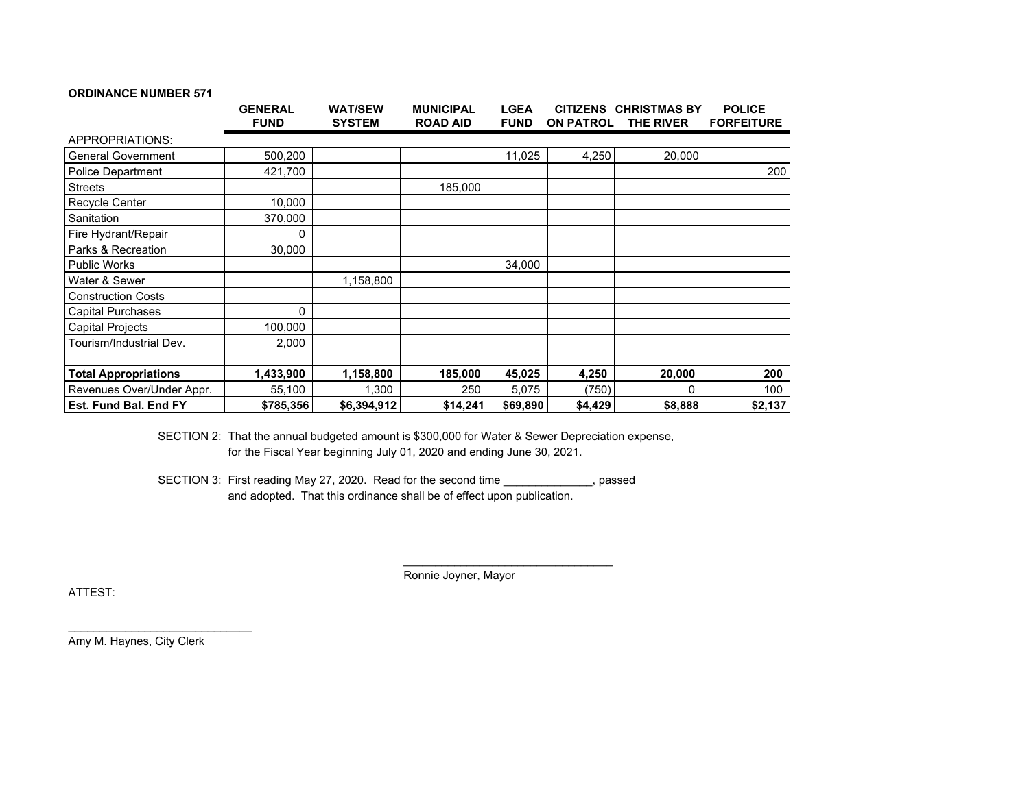**ORDINANCE NUMBER 571**

| | GENERAL FUND | WAT/SEW SYSTEM | MUNICIPAL ROAD AID | LGEA FUND | CITIZENS ON PATROL | CHRISTMAS BY THE RIVER | POLICE FORFEITURE |
|---|---|---|---|---|---|---|---|
| APPROPRIATIONS: | | | | | | | |
| General Government | 500,200 | | | 11,025 | 4,250 | 20,000 | |
| Police Department | 421,700 | | | | | | 200 |
| Streets | | | 185,000 | | | | |
| Recycle Center | 10,000 | | | | | | |
| Sanitation | 370,000 | | | | | | |
| Fire Hydrant/Repair | 0 | | | | | | |
| Parks & Recreation | 30,000 | | | | | | |
| Public Works | | | | 34,000 | | | |
| Water & Sewer | | 1,158,800 | | | | | |
| Construction Costs | | | | | | | |
| Capital Purchases | 0 | | | | | | |
| Capital Projects | 100,000 | | | | | | |
| Tourism/Industrial Dev. | 2,000 | | | | | | |
| | | | | | | | |
| **Total Appropriations** | **1,433,900** | **1,158,800** | **185,000** | **45,025** | **4,250** | **20,000** | **200** |
| Revenues Over/Under Appr. | 55,100 | 1,300 | 250 | 5,075 | (750) | 0 | 100 |
| **Est. Fund Bal. End FY** | **$785,356** | **$6,394,912** | **$14,241** | **$69,890** | **$4,429** | **$8,888** | **$2,137** |

SECTION 2: That the annual budgeted amount is $300,000 for Water & Sewer Depreciation expense, for the Fiscal Year beginning July 01, 2020 and ending June 30, 2021.

SECTION 3: First reading May 27, 2020. Read for the second time ______________, passed and adopted. That this ordinance shall be of effect upon publication.

________________________________
Ronnie Joyner, Mayor

ATTEST:

____________________________
Amy M. Haynes, City Clerk